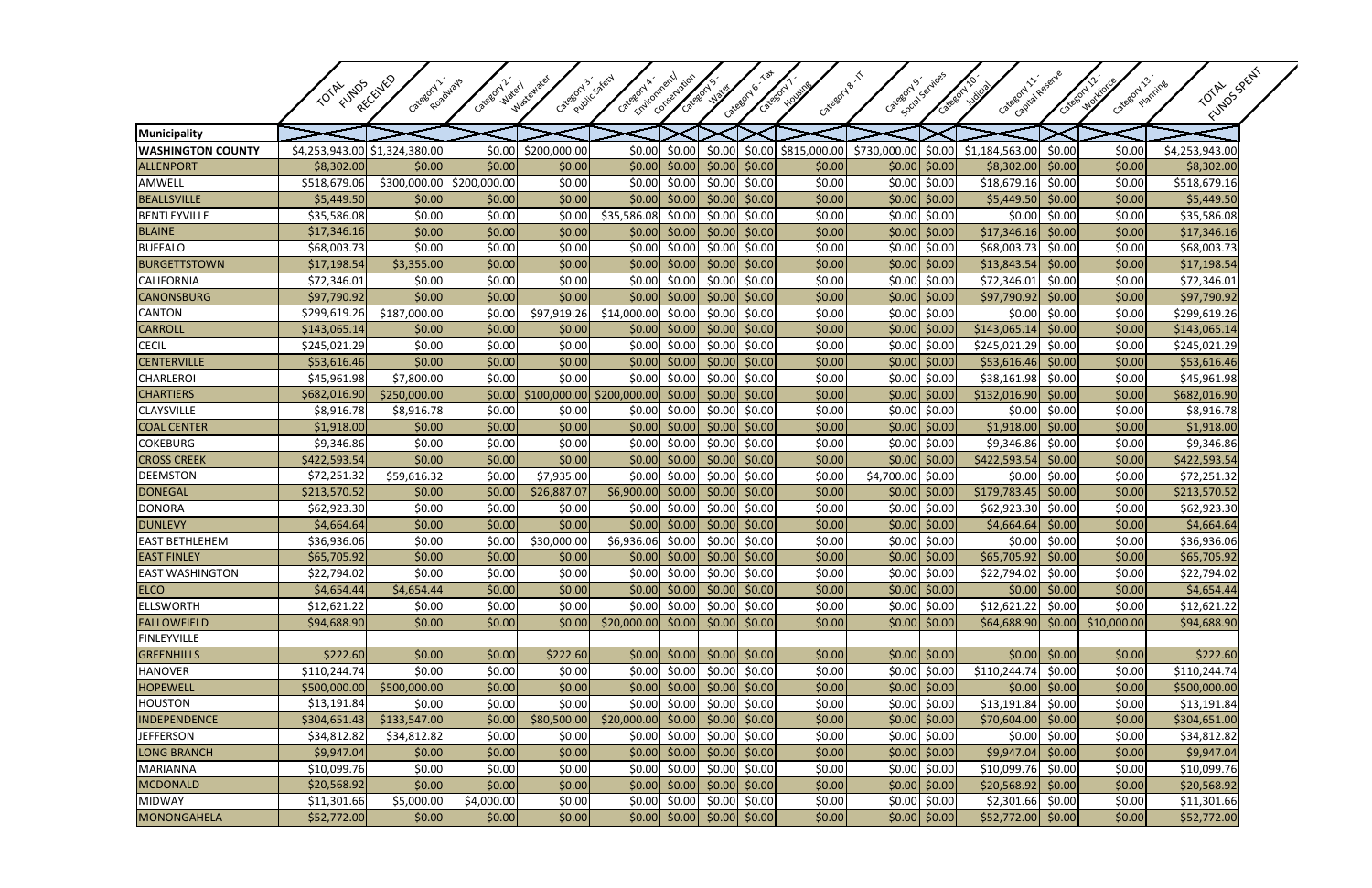| Municipality | TOTAL FUNDS RECEIVED | Category 1 - Roadways | Category 2 - Water/ Wastewater | Category 3 - Public Safety | Category 4 - Environment/ Conservation | Category 5 - Water | Category 6 - Tax | Category 7 - Housing | Category 8 - IT | Category 9 - Social Services | Category 10 - Judicial | Category 11 - Capital Reserve | Category 12 - Workforce | Category 13 - Planning | TOTAL FUNDS SPENT |
|---|---|---|---|---|---|---|---|---|---|---|---|---|---|---|---|
| WASHINGTON COUNTY | $4,253,943.00 | $1,324,380.00 | $0.00 | $200,000.00 | $0.00 | $0.00 | $0.00 | $0.00 | $815,000.00 | $730,000.00 | $0.00 | $1,184,563.00 | $0.00 | $0.00 | $4,253,943.00 |
| ALLENPORT | $8,302.00 | $0.00 | $0.00 | $0.00 | $0.00 | $0.00 | $0.00 | $0.00 | $0.00 | $0.00 | $0.00 | $8,302.00 | $0.00 | $0.00 | $8,302.00 |
| AMWELL | $518,679.06 | $300,000.00 | $200,000.00 | $0.00 | $0.00 | $0.00 | $0.00 | $0.00 | $0.00 | $0.00 | $0.00 | $18,679.16 | $0.00 | $0.00 | $518,679.16 |
| BEALLSVILLE | $5,449.50 | $0.00 | $0.00 | $0.00 | $0.00 | $0.00 | $0.00 | $0.00 | $0.00 | $0.00 | $0.00 | $5,449.50 | $0.00 | $0.00 | $5,449.50 |
| BENTLEYVILLE | $35,586.08 | $0.00 | $0.00 | $0.00 | $35,586.08 | $0.00 | $0.00 | $0.00 | $0.00 | $0.00 | $0.00 | $0.00 | $0.00 | $0.00 | $35,586.08 |
| BLAINE | $17,346.16 | $0.00 | $0.00 | $0.00 | $0.00 | $0.00 | $0.00 | $0.00 | $0.00 | $0.00 | $0.00 | $17,346.16 | $0.00 | $0.00 | $17,346.16 |
| BUFFALO | $68,003.73 | $0.00 | $0.00 | $0.00 | $0.00 | $0.00 | $0.00 | $0.00 | $0.00 | $0.00 | $0.00 | $68,003.73 | $0.00 | $0.00 | $68,003.73 |
| BURGETTSTOWN | $17,198.54 | $3,355.00 | $0.00 | $0.00 | $0.00 | $0.00 | $0.00 | $0.00 | $0.00 | $0.00 | $0.00 | $13,843.54 | $0.00 | $0.00 | $17,198.54 |
| CALIFORNIA | $72,346.01 | $0.00 | $0.00 | $0.00 | $0.00 | $0.00 | $0.00 | $0.00 | $0.00 | $0.00 | $0.00 | $72,346.01 | $0.00 | $0.00 | $72,346.01 |
| CANONSBURG | $97,790.92 | $0.00 | $0.00 | $0.00 | $0.00 | $0.00 | $0.00 | $0.00 | $0.00 | $0.00 | $0.00 | $97,790.92 | $0.00 | $0.00 | $97,790.92 |
| CANTON | $299,619.26 | $187,000.00 | $0.00 | $97,919.26 | $14,000.00 | $0.00 | $0.00 | $0.00 | $0.00 | $0.00 | $0.00 | $0.00 | $0.00 | $0.00 | $299,619.26 |
| CARROLL | $143,065.14 | $0.00 | $0.00 | $0.00 | $0.00 | $0.00 | $0.00 | $0.00 | $0.00 | $0.00 | $0.00 | $143,065.14 | $0.00 | $0.00 | $143,065.14 |
| CECIL | $245,021.29 | $0.00 | $0.00 | $0.00 | $0.00 | $0.00 | $0.00 | $0.00 | $0.00 | $0.00 | $0.00 | $245,021.29 | $0.00 | $0.00 | $245,021.29 |
| CENTERVILLE | $53,616.46 | $0.00 | $0.00 | $0.00 | $0.00 | $0.00 | $0.00 | $0.00 | $0.00 | $0.00 | $0.00 | $53,616.46 | $0.00 | $0.00 | $53,616.46 |
| CHARLEROI | $45,961.98 | $7,800.00 | $0.00 | $0.00 | $0.00 | $0.00 | $0.00 | $0.00 | $0.00 | $0.00 | $0.00 | $38,161.98 | $0.00 | $0.00 | $45,961.98 |
| CHARTIERS | $682,016.90 | $250,000.00 | $0.00 | $100,000.00 | $200,000.00 | $0.00 | $0.00 | $0.00 | $0.00 | $0.00 | $0.00 | $132,016.90 | $0.00 | $0.00 | $682,016.90 |
| CLAYSVILLE | $8,916.78 | $8,916.78 | $0.00 | $0.00 | $0.00 | $0.00 | $0.00 | $0.00 | $0.00 | $0.00 | $0.00 | $0.00 | $0.00 | $0.00 | $8,916.78 |
| COAL CENTER | $1,918.00 | $0.00 | $0.00 | $0.00 | $0.00 | $0.00 | $0.00 | $0.00 | $0.00 | $0.00 | $0.00 | $1,918.00 | $0.00 | $0.00 | $1,918.00 |
| COKEBURG | $9,346.86 | $0.00 | $0.00 | $0.00 | $0.00 | $0.00 | $0.00 | $0.00 | $0.00 | $0.00 | $0.00 | $9,346.86 | $0.00 | $0.00 | $9,346.86 |
| CROSS CREEK | $422,593.54 | $0.00 | $0.00 | $0.00 | $0.00 | $0.00 | $0.00 | $0.00 | $0.00 | $0.00 | $0.00 | $422,593.54 | $0.00 | $0.00 | $422,593.54 |
| DEEMSTON | $72,251.32 | $59,616.32 | $0.00 | $7,935.00 | $0.00 | $0.00 | $0.00 | $0.00 | $0.00 | $4,700.00 | $0.00 | $0.00 | $0.00 | $0.00 | $72,251.32 |
| DONEGAL | $213,570.52 | $0.00 | $0.00 | $26,887.07 | $6,900.00 | $0.00 | $0.00 | $0.00 | $0.00 | $0.00 | $0.00 | $179,783.45 | $0.00 | $0.00 | $213,570.52 |
| DONORA | $62,923.30 | $0.00 | $0.00 | $0.00 | $0.00 | $0.00 | $0.00 | $0.00 | $0.00 | $0.00 | $0.00 | $62,923.30 | $0.00 | $0.00 | $62,923.30 |
| DUNLEVY | $4,664.64 | $0.00 | $0.00 | $0.00 | $0.00 | $0.00 | $0.00 | $0.00 | $0.00 | $0.00 | $0.00 | $4,664.64 | $0.00 | $0.00 | $4,664.64 |
| EAST BETHLEHEM | $36,936.06 | $0.00 | $0.00 | $30,000.00 | $6,936.06 | $0.00 | $0.00 | $0.00 | $0.00 | $0.00 | $0.00 | $0.00 | $0.00 | $0.00 | $36,936.06 |
| EAST FINLEY | $65,705.92 | $0.00 | $0.00 | $0.00 | $0.00 | $0.00 | $0.00 | $0.00 | $0.00 | $0.00 | $0.00 | $65,705.92 | $0.00 | $0.00 | $65,705.92 |
| EAST WASHINGTON | $22,794.02 | $0.00 | $0.00 | $0.00 | $0.00 | $0.00 | $0.00 | $0.00 | $0.00 | $0.00 | $0.00 | $22,794.02 | $0.00 | $0.00 | $22,794.02 |
| ELCO | $4,654.44 | $4,654.44 | $0.00 | $0.00 | $0.00 | $0.00 | $0.00 | $0.00 | $0.00 | $0.00 | $0.00 | $0.00 | $0.00 | $0.00 | $4,654.44 |
| ELLSWORTH | $12,621.22 | $0.00 | $0.00 | $0.00 | $0.00 | $0.00 | $0.00 | $0.00 | $0.00 | $0.00 | $0.00 | $12,621.22 | $0.00 | $0.00 | $12,621.22 |
| FALLOWFIELD | $94,688.90 | $0.00 | $0.00 | $0.00 | $20,000.00 | $0.00 | $0.00 | $0.00 | $0.00 | $0.00 | $0.00 | $64,688.90 | $0.00 | $10,000.00 | $94,688.90 |
| FINLEYVILLE | | | | | | | | | | | | | | | |
| GREENHILLS | $222.60 | $0.00 | $0.00 | $222.60 | $0.00 | $0.00 | $0.00 | $0.00 | $0.00 | $0.00 | $0.00 | $0.00 | $0.00 | $0.00 | $222.60 |
| HANOVER | $110,244.74 | $0.00 | $0.00 | $0.00 | $0.00 | $0.00 | $0.00 | $0.00 | $0.00 | $0.00 | $0.00 | $110,244.74 | $0.00 | $0.00 | $110,244.74 |
| HOPEWELL | $500,000.00 | $500,000.00 | $0.00 | $0.00 | $0.00 | $0.00 | $0.00 | $0.00 | $0.00 | $0.00 | $0.00 | $0.00 | $0.00 | $0.00 | $500,000.00 |
| HOUSTON | $13,191.84 | $0.00 | $0.00 | $0.00 | $0.00 | $0.00 | $0.00 | $0.00 | $0.00 | $0.00 | $0.00 | $13,191.84 | $0.00 | $0.00 | $13,191.84 |
| INDEPENDENCE | $304,651.43 | $133,547.00 | $0.00 | $80,500.00 | $20,000.00 | $0.00 | $0.00 | $0.00 | $0.00 | $0.00 | $0.00 | $70,604.00 | $0.00 | $0.00 | $304,651.00 |
| JEFFERSON | $34,812.82 | $34,812.82 | $0.00 | $0.00 | $0.00 | $0.00 | $0.00 | $0.00 | $0.00 | $0.00 | $0.00 | $0.00 | $0.00 | $0.00 | $34,812.82 |
| LONG BRANCH | $9,947.04 | $0.00 | $0.00 | $0.00 | $0.00 | $0.00 | $0.00 | $0.00 | $0.00 | $0.00 | $0.00 | $9,947.04 | $0.00 | $0.00 | $9,947.04 |
| MARIANNA | $10,099.76 | $0.00 | $0.00 | $0.00 | $0.00 | $0.00 | $0.00 | $0.00 | $0.00 | $0.00 | $0.00 | $10,099.76 | $0.00 | $0.00 | $10,099.76 |
| MCDONALD | $20,568.92 | $0.00 | $0.00 | $0.00 | $0.00 | $0.00 | $0.00 | $0.00 | $0.00 | $0.00 | $0.00 | $20,568.92 | $0.00 | $0.00 | $20,568.92 |
| MIDWAY | $11,301.66 | $5,000.00 | $4,000.00 | $0.00 | $0.00 | $0.00 | $0.00 | $0.00 | $0.00 | $0.00 | $0.00 | $2,301.66 | $0.00 | $0.00 | $11,301.66 |
| MONONGAHELA | $52,772.00 | $0.00 | $0.00 | $0.00 | $0.00 | $0.00 | $0.00 | $0.00 | $0.00 | $0.00 | $0.00 | $52,772.00 | $0.00 | $0.00 | $52,772.00 |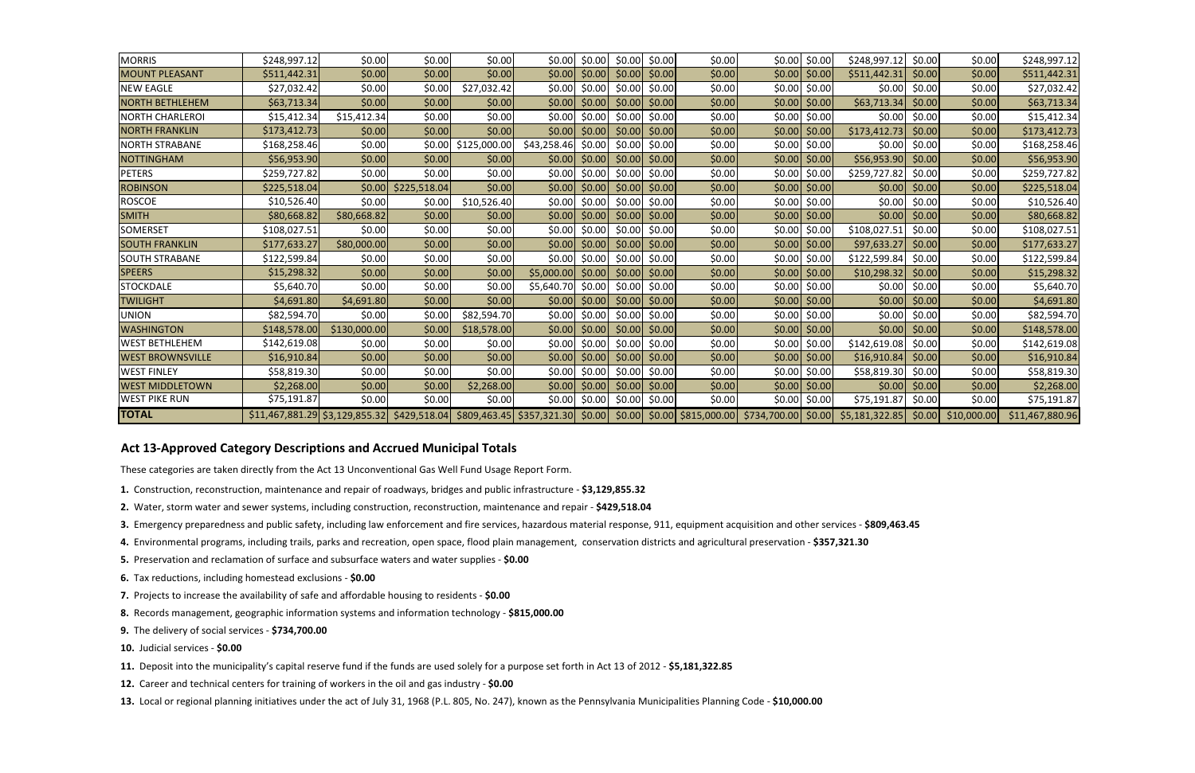| | | | | | | | | | | | | | | | |
|---|---|---|---|---|---|---|---|---|---|---|---|---|---|---|---|
| MORRIS | $248,997.12 | $0.00 | $0.00 | $0.00 | $0.00 | $0.00 | $0.00 | $0.00 | $0.00 | $0.00 | $0.00 | $248,997.12 | $0.00 | $0.00 | $248,997.12 |
| MOUNT PLEASANT | $511,442.31 | $0.00 | $0.00 | $0.00 | $0.00 | $0.00 | $0.00 | $0.00 | $0.00 | $0.00 | $0.00 | $511,442.31 | $0.00 | $0.00 | $511,442.31 |
| NEW EAGLE | $27,032.42 | $0.00 | $0.00 | $27,032.42 | $0.00 | $0.00 | $0.00 | $0.00 | $0.00 | $0.00 | $0.00 | $0.00 | $0.00 | $0.00 | $27,032.42 |
| NORTH BETHLEHEM | $63,713.34 | $0.00 | $0.00 | $0.00 | $0.00 | $0.00 | $0.00 | $0.00 | $0.00 | $0.00 | $0.00 | $63,713.34 | $0.00 | $0.00 | $63,713.34 |
| NORTH CHARLEROI | $15,412.34 | $15,412.34 | $0.00 | $0.00 | $0.00 | $0.00 | $0.00 | $0.00 | $0.00 | $0.00 | $0.00 | $0.00 | $0.00 | $0.00 | $15,412.34 |
| NORTH FRANKLIN | $173,412.73 | $0.00 | $0.00 | $0.00 | $0.00 | $0.00 | $0.00 | $0.00 | $0.00 | $0.00 | $0.00 | $173,412.73 | $0.00 | $0.00 | $173,412.73 |
| NORTH STRABANE | $168,258.46 | $0.00 | $0.00 | $125,000.00 | $43,258.46 | $0.00 | $0.00 | $0.00 | $0.00 | $0.00 | $0.00 | $0.00 | $0.00 | $0.00 | $168,258.46 |
| NOTTINGHAM | $56,953.90 | $0.00 | $0.00 | $0.00 | $0.00 | $0.00 | $0.00 | $0.00 | $0.00 | $0.00 | $0.00 | $56,953.90 | $0.00 | $0.00 | $56,953.90 |
| PETERS | $259,727.82 | $0.00 | $0.00 | $0.00 | $0.00 | $0.00 | $0.00 | $0.00 | $0.00 | $0.00 | $0.00 | $259,727.82 | $0.00 | $0.00 | $259,727.82 |
| ROBINSON | $225,518.04 | $0.00 | $225,518.04 | $0.00 | $0.00 | $0.00 | $0.00 | $0.00 | $0.00 | $0.00 | $0.00 | $0.00 | $0.00 | $0.00 | $225,518.04 |
| ROSCOE | $10,526.40 | $0.00 | $0.00 | $10,526.40 | $0.00 | $0.00 | $0.00 | $0.00 | $0.00 | $0.00 | $0.00 | $0.00 | $0.00 | $0.00 | $10,526.40 |
| SMITH | $80,668.82 | $80,668.82 | $0.00 | $0.00 | $0.00 | $0.00 | $0.00 | $0.00 | $0.00 | $0.00 | $0.00 | $0.00 | $0.00 | $0.00 | $80,668.82 |
| SOMERSET | $108,027.51 | $0.00 | $0.00 | $0.00 | $0.00 | $0.00 | $0.00 | $0.00 | $0.00 | $0.00 | $0.00 | $108,027.51 | $0.00 | $0.00 | $108,027.51 |
| SOUTH FRANKLIN | $177,633.27 | $80,000.00 | $0.00 | $0.00 | $0.00 | $0.00 | $0.00 | $0.00 | $0.00 | $0.00 | $0.00 | $97,633.27 | $0.00 | $0.00 | $177,633.27 |
| SOUTH STRABANE | $122,599.84 | $0.00 | $0.00 | $0.00 | $0.00 | $0.00 | $0.00 | $0.00 | $0.00 | $0.00 | $0.00 | $122,599.84 | $0.00 | $0.00 | $122,599.84 |
| SPEERS | $15,298.32 | $0.00 | $0.00 | $0.00 | $5,000.00 | $0.00 | $0.00 | $0.00 | $0.00 | $0.00 | $0.00 | $10,298.32 | $0.00 | $0.00 | $15,298.32 |
| STOCKDALE | $5,640.70 | $0.00 | $0.00 | $0.00 | $5,640.70 | $0.00 | $0.00 | $0.00 | $0.00 | $0.00 | $0.00 | $0.00 | $0.00 | $0.00 | $5,640.70 |
| TWILIGHT | $4,691.80 | $4,691.80 | $0.00 | $0.00 | $0.00 | $0.00 | $0.00 | $0.00 | $0.00 | $0.00 | $0.00 | $0.00 | $0.00 | $0.00 | $4,691.80 |
| UNION | $82,594.70 | $0.00 | $0.00 | $82,594.70 | $0.00 | $0.00 | $0.00 | $0.00 | $0.00 | $0.00 | $0.00 | $0.00 | $0.00 | $0.00 | $82,594.70 |
| WASHINGTON | $148,578.00 | $130,000.00 | $0.00 | $18,578.00 | $0.00 | $0.00 | $0.00 | $0.00 | $0.00 | $0.00 | $0.00 | $0.00 | $0.00 | $0.00 | $148,578.00 |
| WEST BETHLEHEM | $142,619.08 | $0.00 | $0.00 | $0.00 | $0.00 | $0.00 | $0.00 | $0.00 | $0.00 | $0.00 | $0.00 | $142,619.08 | $0.00 | $0.00 | $142,619.08 |
| WEST BROWNSVILLE | $16,910.84 | $0.00 | $0.00 | $0.00 | $0.00 | $0.00 | $0.00 | $0.00 | $0.00 | $0.00 | $0.00 | $16,910.84 | $0.00 | $0.00 | $16,910.84 |
| WEST FINLEY | $58,819.30 | $0.00 | $0.00 | $0.00 | $0.00 | $0.00 | $0.00 | $0.00 | $0.00 | $0.00 | $0.00 | $58,819.30 | $0.00 | $0.00 | $58,819.30 |
| WEST MIDDLETOWN | $2,268.00 | $0.00 | $0.00 | $2,268.00 | $0.00 | $0.00 | $0.00 | $0.00 | $0.00 | $0.00 | $0.00 | $0.00 | $0.00 | $0.00 | $2,268.00 |
| WEST PIKE RUN | $75,191.87 | $0.00 | $0.00 | $0.00 | $0.00 | $0.00 | $0.00 | $0.00 | $0.00 | $0.00 | $0.00 | $75,191.87 | $0.00 | $0.00 | $75,191.87 |
| **TOTAL** | $11,467,881.29 | $3,129,855.32 | $429,518.04 | $809,463.45 | $357,321.30 | $0.00 | $0.00 | $0.00 | $815,000.00 | $734,700.00 | $0.00 | $5,181,322.85 | $0.00 | $10,000.00 | $11,467,880.96 |

## Act 13-Approved Category Descriptions and Accrued Municipal Totals

These categories are taken directly from the Act 13 Unconventional Gas Well Fund Usage Report Form.

**1.** Construction, reconstruction, maintenance and repair of roadways, bridges and public infrastructure - **$3,129,855.32**

**2.** Water, storm water and sewer systems, including construction, reconstruction, maintenance and repair - **$429,518.04**

**3.** Emergency preparedness and public safety, including law enforcement and fire services, hazardous material response, 911, equipment acquisition and other services - **$809,463.45**

**4.** Environmental programs, including trails, parks and recreation, open space, flood plain management, conservation districts and agricultural preservation - **$357,321.30**

**5.** Preservation and reclamation of surface and subsurface waters and water supplies - **$0.00**

**6.** Tax reductions, including homestead exclusions - **$0.00**

**7.** Projects to increase the availability of safe and affordable housing to residents - **$0.00**

**8.** Records management, geographic information systems and information technology - **$815,000.00**

**9.** The delivery of social services - **$734,700.00**

**10.** Judicial services - **$0.00**

**11.** Deposit into the municipality's capital reserve fund if the funds are used solely for a purpose set forth in Act 13 of 2012 - **$5,181,322.85**

**12.** Career and technical centers for training of workers in the oil and gas industry - **$0.00**

**13.** Local or regional planning initiatives under the act of July 31, 1968 (P.L. 805, No. 247), known as the Pennsylvania Municipalities Planning Code - **$10,000.00**